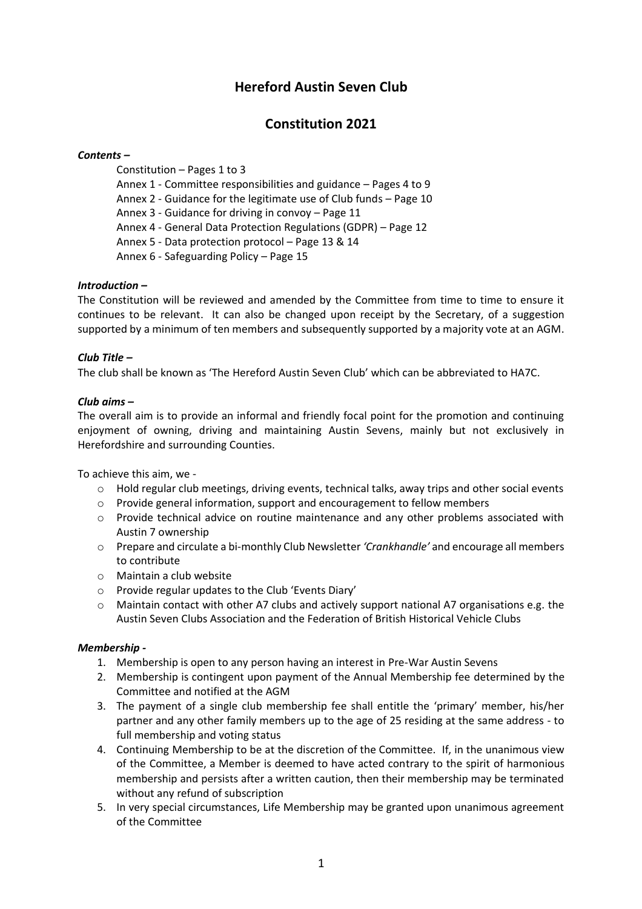# Hereford Austin Seven Club

## Constitution 2021

***Contents –***

Constitution – Pages 1 to 3
Annex 1 - Committee responsibilities and guidance – Pages 4 to 9
Annex 2 - Guidance for the legitimate use of Club funds – Page 10
Annex 3 - Guidance for driving in convoy – Page 11
Annex 4 - General Data Protection Regulations (GDPR) – Page 12
Annex 5 - Data protection protocol – Page 13 & 14
Annex 6 - Safeguarding Policy – Page 15

***Introduction –***

The Constitution will be reviewed and amended by the Committee from time to time to ensure it continues to be relevant. It can also be changed upon receipt by the Secretary, of a suggestion supported by a minimum of ten members and subsequently supported by a majority vote at an AGM.

***Club Title –***

The club shall be known as 'The Hereford Austin Seven Club' which can be abbreviated to HA7C.

***Club aims –***

The overall aim is to provide an informal and friendly focal point for the promotion and continuing enjoyment of owning, driving and maintaining Austin Sevens, mainly but not exclusively in Herefordshire and surrounding Counties.

To achieve this aim, we -

- Hold regular club meetings, driving events, technical talks, away trips and other social events
- Provide general information, support and encouragement to fellow members
- Provide technical advice on routine maintenance and any other problems associated with Austin 7 ownership
- Prepare and circulate a bi-monthly Club Newsletter *'Crankhandle'* and encourage all members to contribute
- Maintain a club website
- Provide regular updates to the Club 'Events Diary'
- Maintain contact with other A7 clubs and actively support national A7 organisations e.g. the Austin Seven Clubs Association and the Federation of British Historical Vehicle Clubs

***Membership -***

1. Membership is open to any person having an interest in Pre-War Austin Sevens
2. Membership is contingent upon payment of the Annual Membership fee determined by the Committee and notified at the AGM
3. The payment of a single club membership fee shall entitle the 'primary' member, his/her partner and any other family members up to the age of 25 residing at the same address - to full membership and voting status
4. Continuing Membership to be at the discretion of the Committee. If, in the unanimous view of the Committee, a Member is deemed to have acted contrary to the spirit of harmonious membership and persists after a written caution, then their membership may be terminated without any refund of subscription
5. In very special circumstances, Life Membership may be granted upon unanimous agreement of the Committee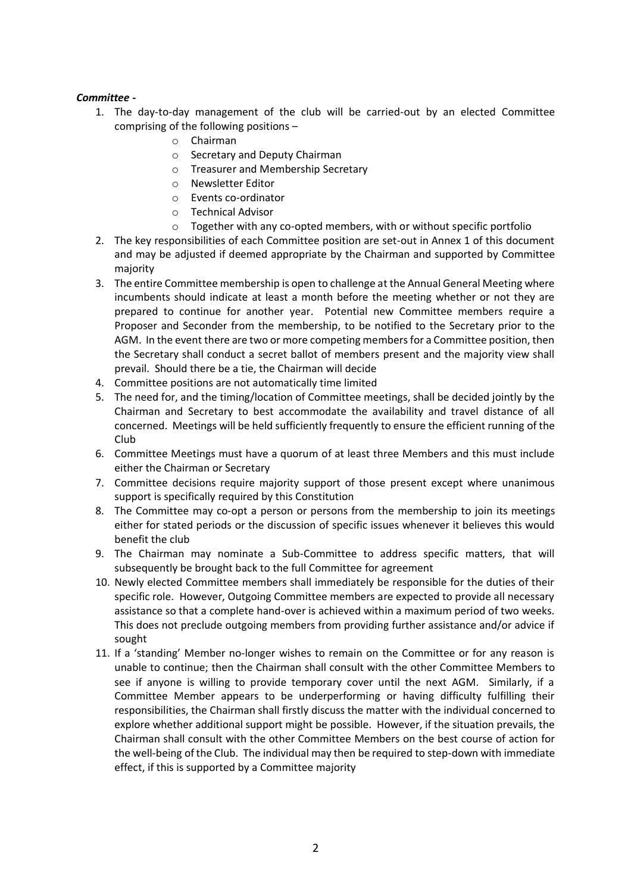***Committee -***

1. The day-to-day management of the club will be carried-out by an elected Committee comprising of the following positions –
    - Chairman
    - Secretary and Deputy Chairman
    - Treasurer and Membership Secretary
    - Newsletter Editor
    - Events co-ordinator
    - Technical Advisor
    - Together with any co-opted members, with or without specific portfolio
2. The key responsibilities of each Committee position are set-out in Annex 1 of this document and may be adjusted if deemed appropriate by the Chairman and supported by Committee majority
3. The entire Committee membership is open to challenge at the Annual General Meeting where incumbents should indicate at least a month before the meeting whether or not they are prepared to continue for another year. Potential new Committee members require a Proposer and Seconder from the membership, to be notified to the Secretary prior to the AGM. In the event there are two or more competing members for a Committee position, then the Secretary shall conduct a secret ballot of members present and the majority view shall prevail. Should there be a tie, the Chairman will decide
4. Committee positions are not automatically time limited
5. The need for, and the timing/location of Committee meetings, shall be decided jointly by the Chairman and Secretary to best accommodate the availability and travel distance of all concerned. Meetings will be held sufficiently frequently to ensure the efficient running of the Club
6. Committee Meetings must have a quorum of at least three Members and this must include either the Chairman or Secretary
7. Committee decisions require majority support of those present except where unanimous support is specifically required by this Constitution
8. The Committee may co-opt a person or persons from the membership to join its meetings either for stated periods or the discussion of specific issues whenever it believes this would benefit the club
9. The Chairman may nominate a Sub-Committee to address specific matters, that will subsequently be brought back to the full Committee for agreement
10. Newly elected Committee members shall immediately be responsible for the duties of their specific role. However, Outgoing Committee members are expected to provide all necessary assistance so that a complete hand-over is achieved within a maximum period of two weeks. This does not preclude outgoing members from providing further assistance and/or advice if sought
11. If a 'standing' Member no-longer wishes to remain on the Committee or for any reason is unable to continue; then the Chairman shall consult with the other Committee Members to see if anyone is willing to provide temporary cover until the next AGM. Similarly, if a Committee Member appears to be underperforming or having difficulty fulfilling their responsibilities, the Chairman shall firstly discuss the matter with the individual concerned to explore whether additional support might be possible. However, if the situation prevails, the Chairman shall consult with the other Committee Members on the best course of action for the well-being of the Club. The individual may then be required to step-down with immediate effect, if this is supported by a Committee majority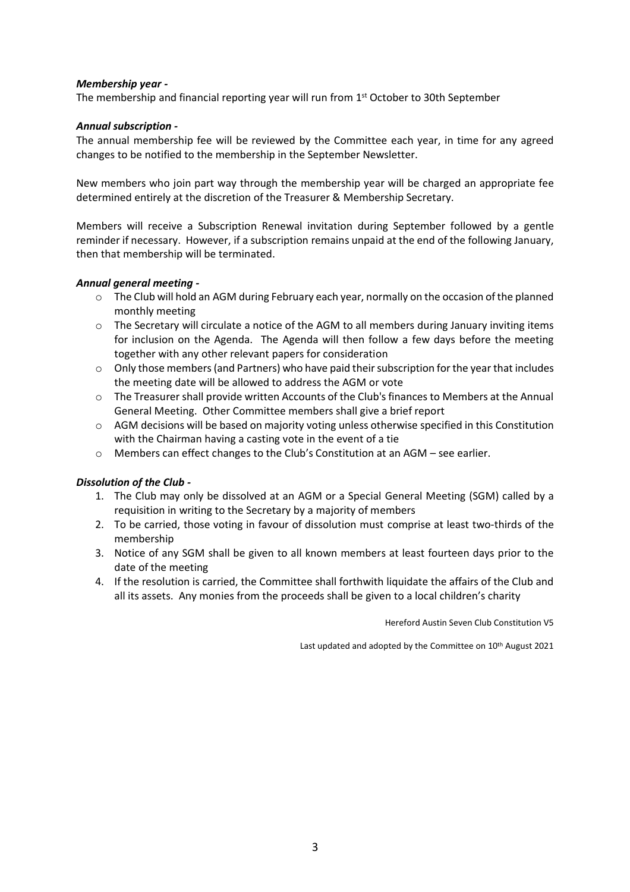***Membership year -***

The membership and financial reporting year will run from 1st October to 30th September

***Annual subscription -***

The annual membership fee will be reviewed by the Committee each year, in time for any agreed changes to be notified to the membership in the September Newsletter.

New members who join part way through the membership year will be charged an appropriate fee determined entirely at the discretion of the Treasurer & Membership Secretary.

Members will receive a Subscription Renewal invitation during September followed by a gentle reminder if necessary. However, if a subscription remains unpaid at the end of the following January, then that membership will be terminated.

***Annual general meeting -***

- The Club will hold an AGM during February each year, normally on the occasion of the planned monthly meeting
- The Secretary will circulate a notice of the AGM to all members during January inviting items for inclusion on the Agenda. The Agenda will then follow a few days before the meeting together with any other relevant papers for consideration
- Only those members (and Partners) who have paid their subscription for the year that includes the meeting date will be allowed to address the AGM or vote
- The Treasurer shall provide written Accounts of the Club's finances to Members at the Annual General Meeting. Other Committee members shall give a brief report
- AGM decisions will be based on majority voting unless otherwise specified in this Constitution with the Chairman having a casting vote in the event of a tie
- Members can effect changes to the Club's Constitution at an AGM – see earlier.

***Dissolution of the Club -***

1. The Club may only be dissolved at an AGM or a Special General Meeting (SGM) called by a requisition in writing to the Secretary by a majority of members
2. To be carried, those voting in favour of dissolution must comprise at least two-thirds of the membership
3. Notice of any SGM shall be given to all known members at least fourteen days prior to the date of the meeting
4. If the resolution is carried, the Committee shall forthwith liquidate the affairs of the Club and all its assets. Any monies from the proceeds shall be given to a local children's charity

Hereford Austin Seven Club Constitution V5

Last updated and adopted by the Committee on 10th August 2021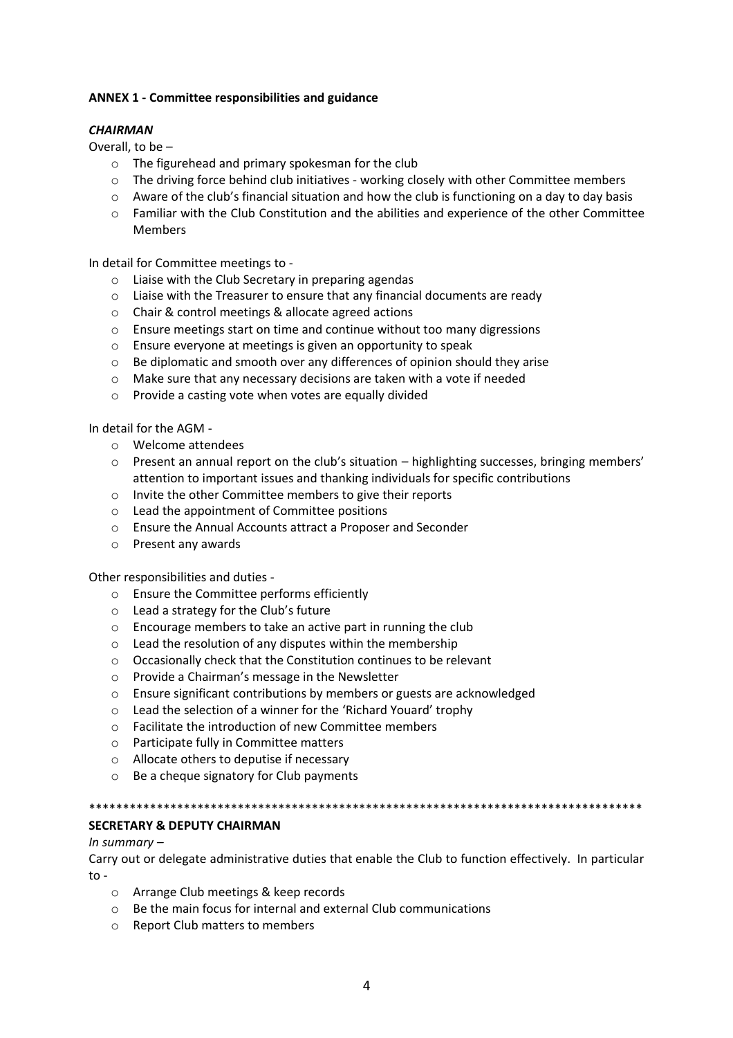**ANNEX 1 - Committee responsibilities and guidance**

***CHAIRMAN***

Overall, to be –

- The figurehead and primary spokesman for the club
- The driving force behind club initiatives - working closely with other Committee members
- Aware of the club's financial situation and how the club is functioning on a day to day basis
- Familiar with the Club Constitution and the abilities and experience of the other Committee Members

In detail for Committee meetings to -

- Liaise with the Club Secretary in preparing agendas
- Liaise with the Treasurer to ensure that any financial documents are ready
- Chair & control meetings & allocate agreed actions
- Ensure meetings start on time and continue without too many digressions
- Ensure everyone at meetings is given an opportunity to speak
- Be diplomatic and smooth over any differences of opinion should they arise
- Make sure that any necessary decisions are taken with a vote if needed
- Provide a casting vote when votes are equally divided

In detail for the AGM -

- Welcome attendees
- Present an annual report on the club's situation – highlighting successes, bringing members' attention to important issues and thanking individuals for specific contributions
- Invite the other Committee members to give their reports
- Lead the appointment of Committee positions
- Ensure the Annual Accounts attract a Proposer and Seconder
- Present any awards

Other responsibilities and duties -

- Ensure the Committee performs efficiently
- Lead a strategy for the Club's future
- Encourage members to take an active part in running the club
- Lead the resolution of any disputes within the membership
- Occasionally check that the Constitution continues to be relevant
- Provide a Chairman's message in the Newsletter
- Ensure significant contributions by members or guests are acknowledged
- Lead the selection of a winner for the 'Richard Youard' trophy
- Facilitate the introduction of new Committee members
- Participate fully in Committee matters
- Allocate others to deputise if necessary
- Be a cheque signatory for Club payments

************************************************************************************

**SECRETARY & DEPUTY CHAIRMAN**

*In summary* –

Carry out or delegate administrative duties that enable the Club to function effectively. In particular to -

- Arrange Club meetings & keep records
- Be the main focus for internal and external Club communications
- Report Club matters to members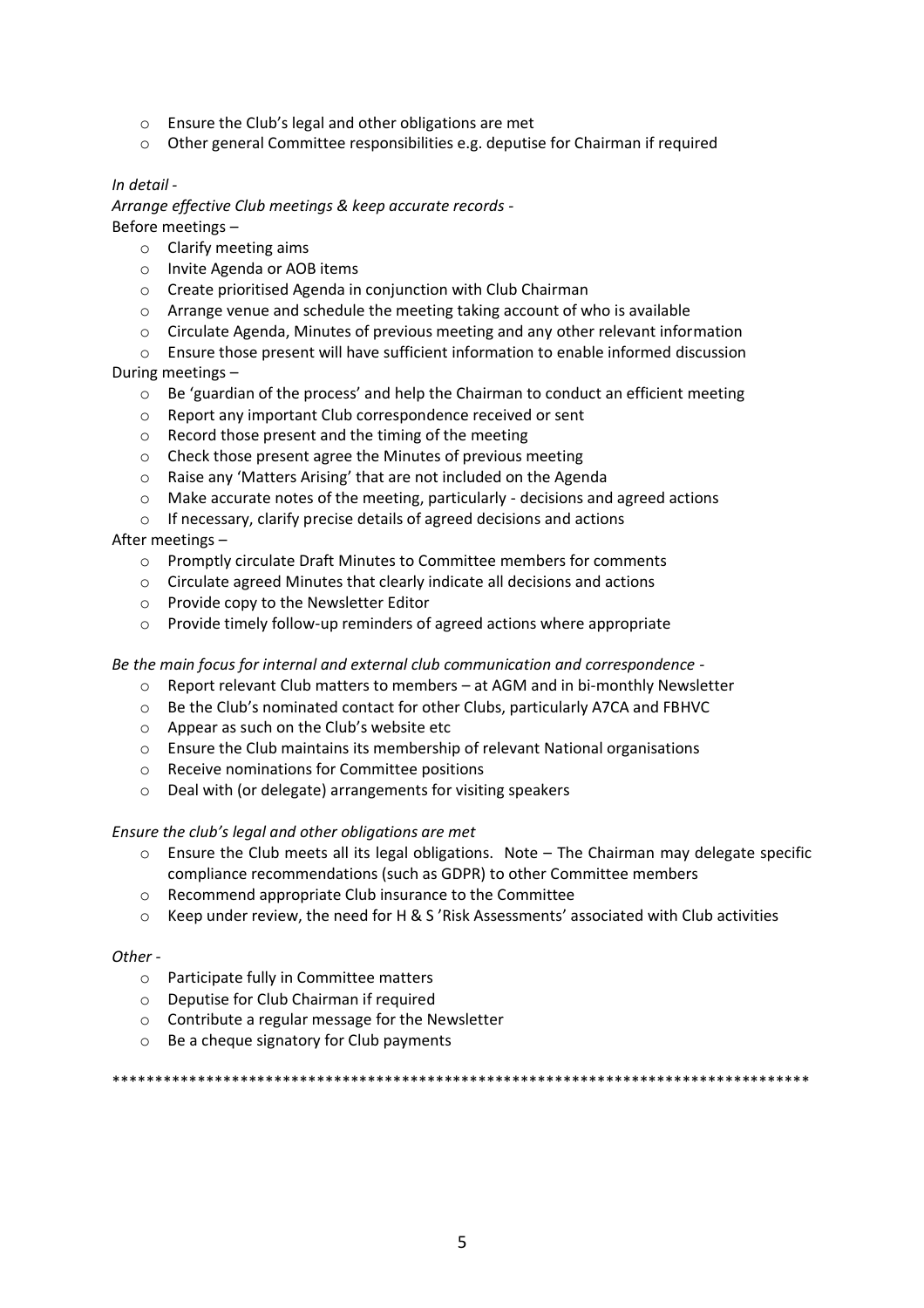- Ensure the Club's legal and other obligations are met
- Other general Committee responsibilities e.g. deputise for Chairman if required

*In detail -*

*Arrange effective Club meetings & keep accurate records -*

Before meetings –

- Clarify meeting aims
- Invite Agenda or AOB items
- Create prioritised Agenda in conjunction with Club Chairman
- Arrange venue and schedule the meeting taking account of who is available
- Circulate Agenda, Minutes of previous meeting and any other relevant information
- Ensure those present will have sufficient information to enable informed discussion

During meetings –

- Be 'guardian of the process' and help the Chairman to conduct an efficient meeting
- Report any important Club correspondence received or sent
- Record those present and the timing of the meeting
- Check those present agree the Minutes of previous meeting
- Raise any 'Matters Arising' that are not included on the Agenda
- Make accurate notes of the meeting, particularly - decisions and agreed actions
- If necessary, clarify precise details of agreed decisions and actions

After meetings –

- Promptly circulate Draft Minutes to Committee members for comments
- Circulate agreed Minutes that clearly indicate all decisions and actions
- Provide copy to the Newsletter Editor
- Provide timely follow-up reminders of agreed actions where appropriate

*Be the main focus for internal and external club communication and correspondence -*

- Report relevant Club matters to members – at AGM and in bi-monthly Newsletter
- Be the Club's nominated contact for other Clubs, particularly A7CA and FBHVC
- Appear as such on the Club's website etc
- Ensure the Club maintains its membership of relevant National organisations
- Receive nominations for Committee positions
- Deal with (or delegate) arrangements for visiting speakers

*Ensure the club's legal and other obligations are met*

- Ensure the Club meets all its legal obligations. Note – The Chairman may delegate specific compliance recommendations (such as GDPR) to other Committee members
- Recommend appropriate Club insurance to the Committee
- Keep under review, the need for H & S 'Risk Assessments' associated with Club activities

*Other -*

- Participate fully in Committee matters
- Deputise for Club Chairman if required
- Contribute a regular message for the Newsletter
- Be a cheque signatory for Club payments

*********************************************************************************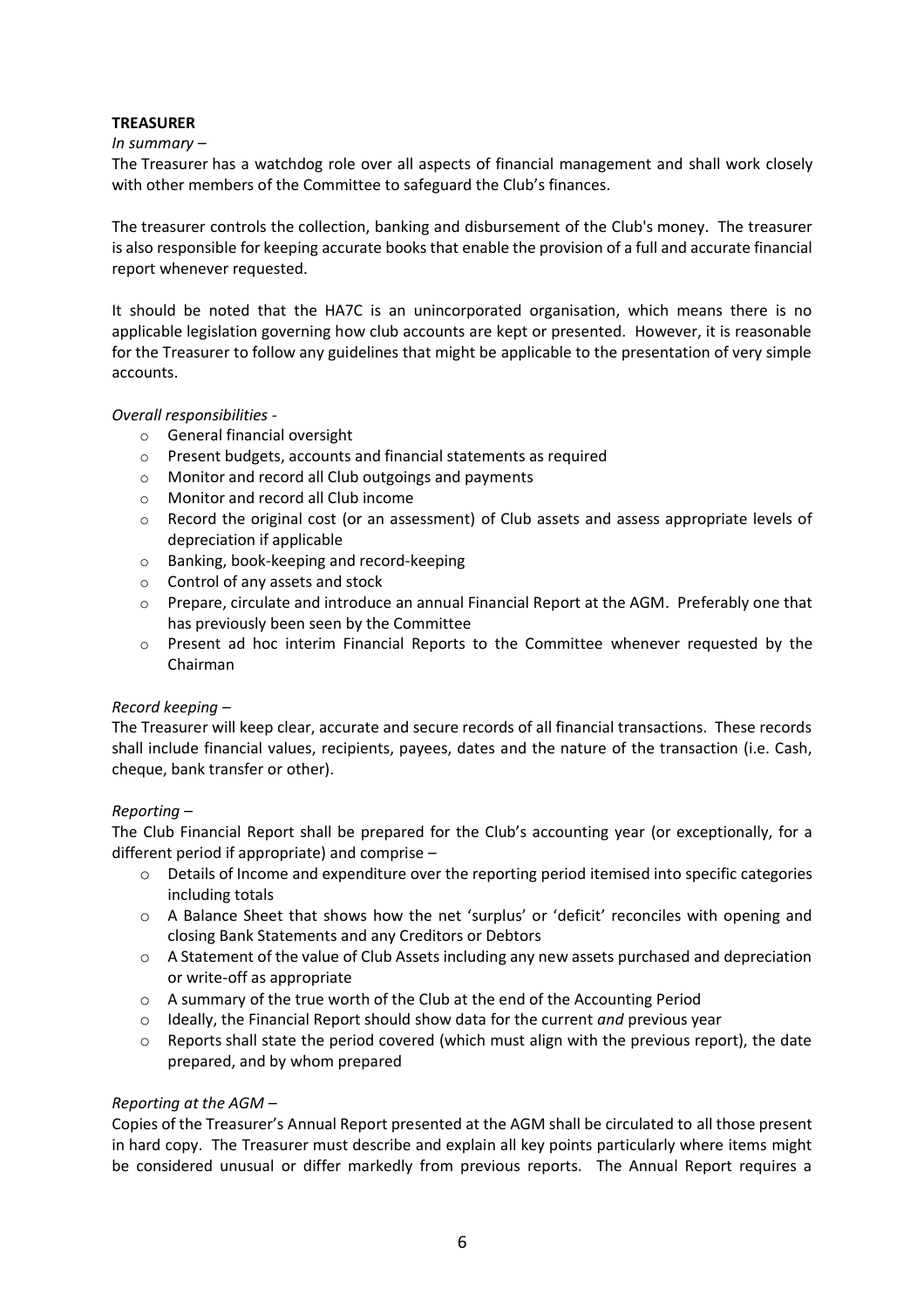**TREASURER**

*In summary –*

The Treasurer has a watchdog role over all aspects of financial management and shall work closely with other members of the Committee to safeguard the Club's finances.

The treasurer controls the collection, banking and disbursement of the Club's money. The treasurer is also responsible for keeping accurate books that enable the provision of a full and accurate financial report whenever requested.

It should be noted that the HA7C is an unincorporated organisation, which means there is no applicable legislation governing how club accounts are kept or presented. However, it is reasonable for the Treasurer to follow any guidelines that might be applicable to the presentation of very simple accounts.

*Overall responsibilities -*

- General financial oversight
- Present budgets, accounts and financial statements as required
- Monitor and record all Club outgoings and payments
- Monitor and record all Club income
- Record the original cost (or an assessment) of Club assets and assess appropriate levels of depreciation if applicable
- Banking, book-keeping and record-keeping
- Control of any assets and stock
- Prepare, circulate and introduce an annual Financial Report at the AGM. Preferably one that has previously been seen by the Committee
- Present ad hoc interim Financial Reports to the Committee whenever requested by the Chairman

*Record keeping –*

The Treasurer will keep clear, accurate and secure records of all financial transactions. These records shall include financial values, recipients, payees, dates and the nature of the transaction (i.e. Cash, cheque, bank transfer or other).

*Reporting –*

The Club Financial Report shall be prepared for the Club's accounting year (or exceptionally, for a different period if appropriate) and comprise –

- Details of Income and expenditure over the reporting period itemised into specific categories including totals
- A Balance Sheet that shows how the net 'surplus' or 'deficit' reconciles with opening and closing Bank Statements and any Creditors or Debtors
- A Statement of the value of Club Assets including any new assets purchased and depreciation or write-off as appropriate
- A summary of the true worth of the Club at the end of the Accounting Period
- Ideally, the Financial Report should show data for the current *and* previous year
- Reports shall state the period covered (which must align with the previous report), the date prepared, and by whom prepared

*Reporting at the AGM –*

Copies of the Treasurer's Annual Report presented at the AGM shall be circulated to all those present in hard copy. The Treasurer must describe and explain all key points particularly where items might be considered unusual or differ markedly from previous reports. The Annual Report requires a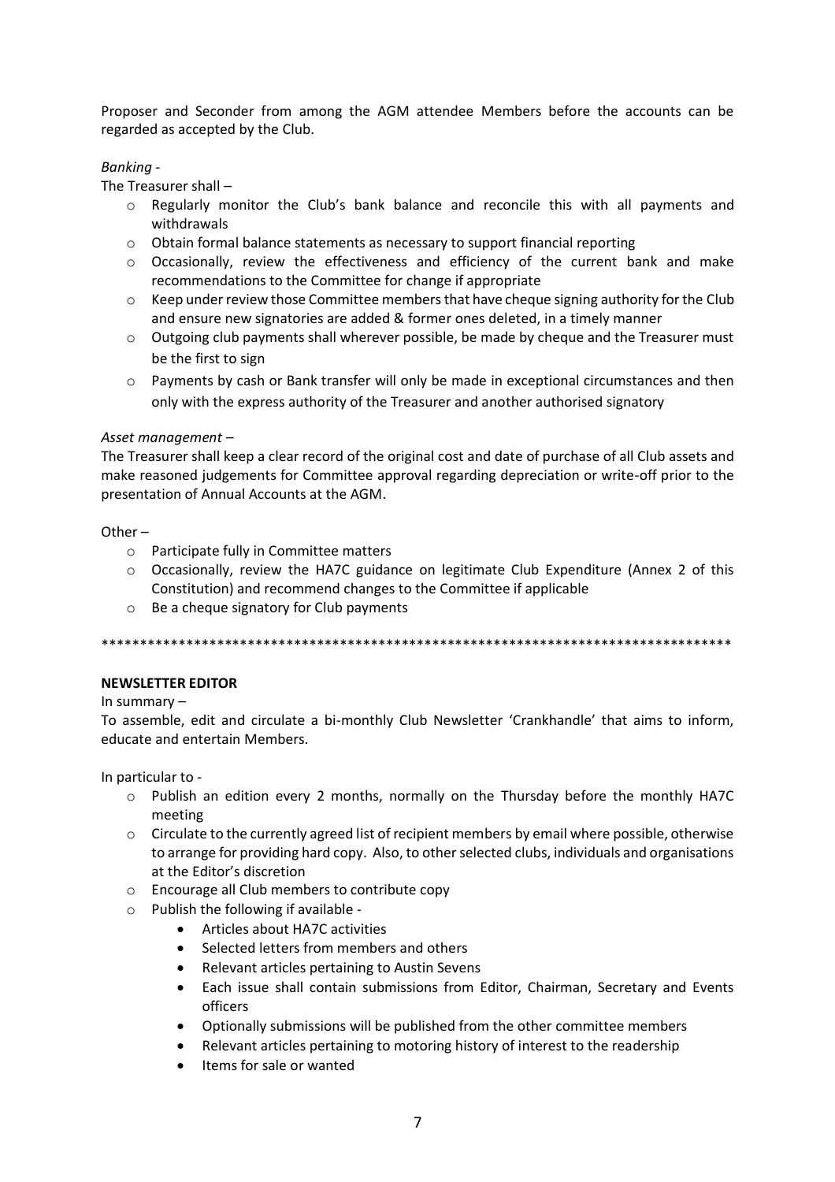Proposer and Seconder from among the AGM attendee Members before the accounts can be regarded as accepted by the Club.

*Banking* -

The Treasurer shall –

- Regularly monitor the Club's bank balance and reconcile this with all payments and withdrawals
- Obtain formal balance statements as necessary to support financial reporting
- Occasionally, review the effectiveness and efficiency of the current bank and make recommendations to the Committee for change if appropriate
- Keep under review those Committee members that have cheque signing authority for the Club and ensure new signatories are added & former ones deleted, in a timely manner
- Outgoing club payments shall wherever possible, be made by cheque and the Treasurer must be the first to sign
- Payments by cash or Bank transfer will only be made in exceptional circumstances and then only with the express authority of the Treasurer and another authorised signatory

*Asset management* –

The Treasurer shall keep a clear record of the original cost and date of purchase of all Club assets and make reasoned judgements for Committee approval regarding depreciation or write-off prior to the presentation of Annual Accounts at the AGM.

Other –

- Participate fully in Committee matters
- Occasionally, review the HA7C guidance on legitimate Club Expenditure (Annex 2 of this Constitution) and recommend changes to the Committee if applicable
- Be a cheque signatory for Club payments

************************************************************************************

**NEWSLETTER EDITOR**

In summary –

To assemble, edit and circulate a bi-monthly Club Newsletter 'Crankhandle' that aims to inform, educate and entertain Members.

In particular to -

- Publish an edition every 2 months, normally on the Thursday before the monthly HA7C meeting
- Circulate to the currently agreed list of recipient members by email where possible, otherwise to arrange for providing hard copy. Also, to other selected clubs, individuals and organisations at the Editor's discretion
- Encourage all Club members to contribute copy
- Publish the following if available -
  - Articles about HA7C activities
  - Selected letters from members and others
  - Relevant articles pertaining to Austin Sevens
  - Each issue shall contain submissions from Editor, Chairman, Secretary and Events officers
  - Optionally submissions will be published from the other committee members
  - Relevant articles pertaining to motoring history of interest to the readership
  - Items for sale or wanted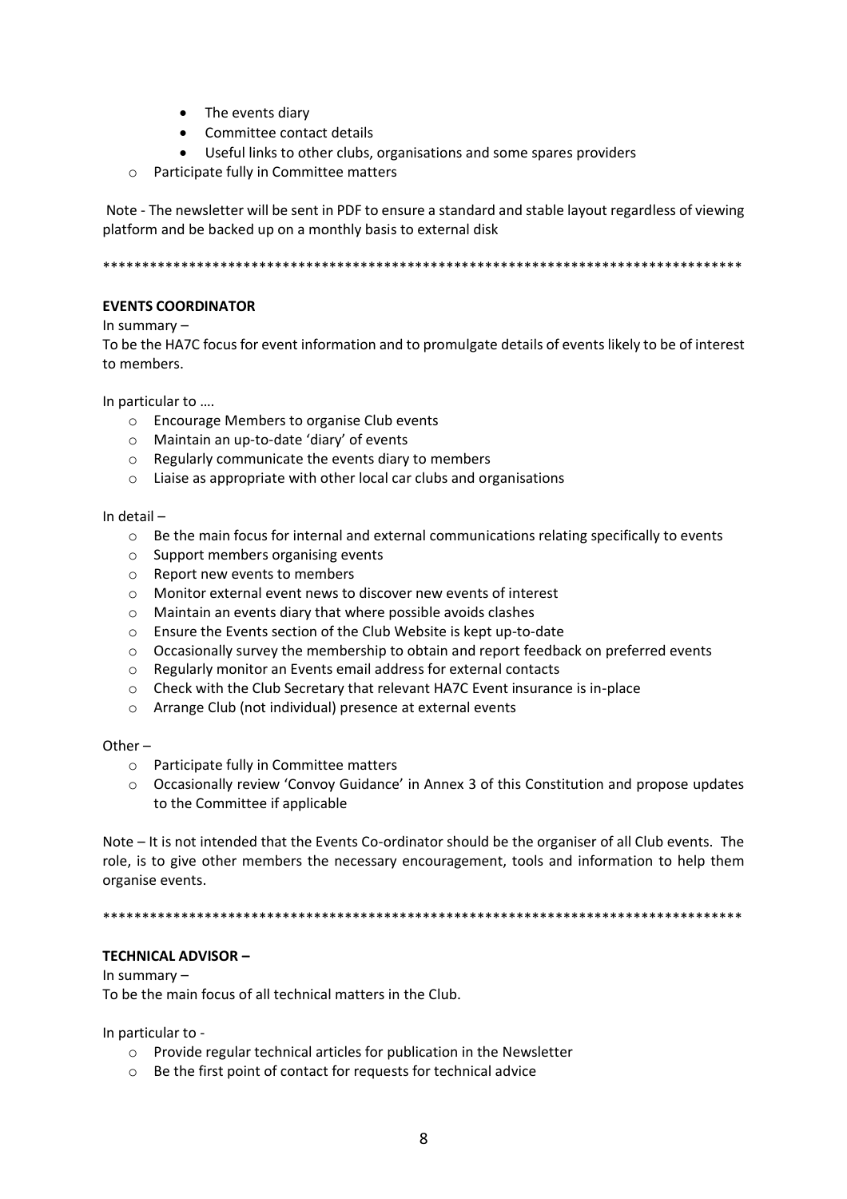- The events diary
  - Committee contact details
  - Useful links to other clubs, organisations and some spares providers
- Participate fully in Committee matters

Note - The newsletter will be sent in PDF to ensure a standard and stable layout regardless of viewing platform and be backed up on a monthly basis to external disk

************************************************************************************

**EVENTS COORDINATOR**

In summary –

To be the HA7C focus for event information and to promulgate details of events likely to be of interest to members.

In particular to ….

- Encourage Members to organise Club events
- Maintain an up-to-date 'diary' of events
- Regularly communicate the events diary to members
- Liaise as appropriate with other local car clubs and organisations

In detail –

- Be the main focus for internal and external communications relating specifically to events
- Support members organising events
- Report new events to members
- Monitor external event news to discover new events of interest
- Maintain an events diary that where possible avoids clashes
- Ensure the Events section of the Club Website is kept up-to-date
- Occasionally survey the membership to obtain and report feedback on preferred events
- Regularly monitor an Events email address for external contacts
- Check with the Club Secretary that relevant HA7C Event insurance is in-place
- Arrange Club (not individual) presence at external events

Other –

- Participate fully in Committee matters
- Occasionally review 'Convoy Guidance' in Annex 3 of this Constitution and propose updates to the Committee if applicable

Note – It is not intended that the Events Co-ordinator should be the organiser of all Club events. The role, is to give other members the necessary encouragement, tools and information to help them organise events.

************************************************************************************

**TECHNICAL ADVISOR –**

In summary –

To be the main focus of all technical matters in the Club.

In particular to -

- Provide regular technical articles for publication in the Newsletter
- Be the first point of contact for requests for technical advice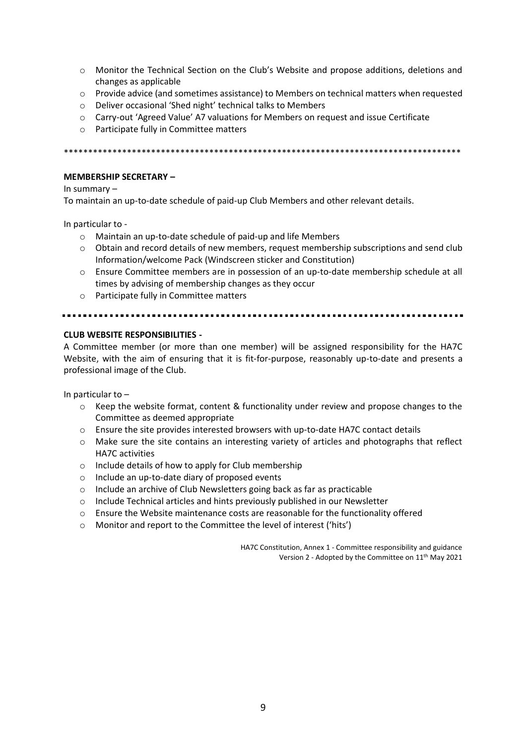- Monitor the Technical Section on the Club's Website and propose additions, deletions and changes as applicable
- Provide advice (and sometimes assistance) to Members on technical matters when requested
- Deliver occasional 'Shed night' technical talks to Members
- Carry-out 'Agreed Value' A7 valuations for Members on request and issue Certificate
- Participate fully in Committee matters

\*\*\*\*\*\*\*\*\*\*\*\*\*\*\*\*\*\*\*\*\*\*\*\*\*\*\*\*\*\*\*\*\*\*\*\*\*\*\*\*\*\*\*\*\*\*\*\*\*\*\*\*\*\*\*\*\*\*\*\*\*\*\*\*\*\*\*\*\*\*\*\*\*\*\*\*\*\*\*\*\*\*\*\*\*\*

**MEMBERSHIP SECRETARY –**

In summary –

To maintain an up-to-date schedule of paid-up Club Members and other relevant details.

In particular to -

- Maintain an up-to-date schedule of paid-up and life Members
- Obtain and record details of new members, request membership subscriptions and send club Information/welcome Pack (Windscreen sticker and Constitution)
- Ensure Committee members are in possession of an up-to-date membership schedule at all times by advising of membership changes as they occur
- Participate fully in Committee matters

---

**CLUB WEBSITE RESPONSIBILITIES -**

A Committee member (or more than one member) will be assigned responsibility for the HA7C Website, with the aim of ensuring that it is fit-for-purpose, reasonably up-to-date and presents a professional image of the Club.

In particular to –

- Keep the website format, content & functionality under review and propose changes to the Committee as deemed appropriate
- Ensure the site provides interested browsers with up-to-date HA7C contact details
- Make sure the site contains an interesting variety of articles and photographs that reflect HA7C activities
- Include details of how to apply for Club membership
- Include an up-to-date diary of proposed events
- Include an archive of Club Newsletters going back as far as practicable
- Include Technical articles and hints previously published in our Newsletter
- Ensure the Website maintenance costs are reasonable for the functionality offered
- Monitor and report to the Committee the level of interest ('hits')

HA7C Constitution, Annex 1 - Committee responsibility and guidance
Version 2 - Adopted by the Committee on 11th May 2021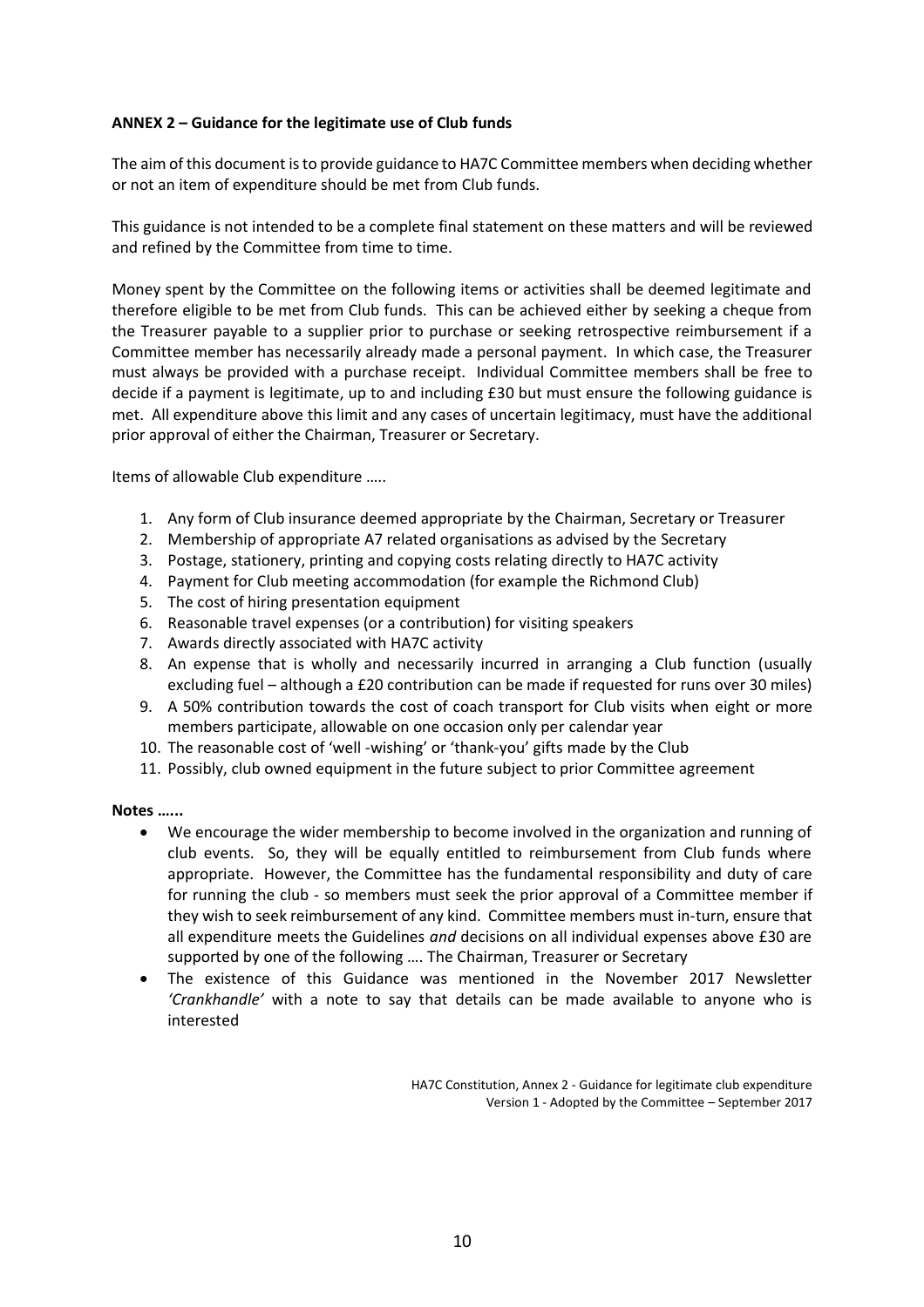**ANNEX 2 – Guidance for the legitimate use of Club funds**

The aim of this document is to provide guidance to HA7C Committee members when deciding whether or not an item of expenditure should be met from Club funds.

This guidance is not intended to be a complete final statement on these matters and will be reviewed and refined by the Committee from time to time.

Money spent by the Committee on the following items or activities shall be deemed legitimate and therefore eligible to be met from Club funds. This can be achieved either by seeking a cheque from the Treasurer payable to a supplier prior to purchase or seeking retrospective reimbursement if a Committee member has necessarily already made a personal payment. In which case, the Treasurer must always be provided with a purchase receipt. Individual Committee members shall be free to decide if a payment is legitimate, up to and including £30 but must ensure the following guidance is met. All expenditure above this limit and any cases of uncertain legitimacy, must have the additional prior approval of either the Chairman, Treasurer or Secretary.

Items of allowable Club expenditure …..

1. Any form of Club insurance deemed appropriate by the Chairman, Secretary or Treasurer
2. Membership of appropriate A7 related organisations as advised by the Secretary
3. Postage, stationery, printing and copying costs relating directly to HA7C activity
4. Payment for Club meeting accommodation (for example the Richmond Club)
5. The cost of hiring presentation equipment
6. Reasonable travel expenses (or a contribution) for visiting speakers
7. Awards directly associated with HA7C activity
8. An expense that is wholly and necessarily incurred in arranging a Club function (usually excluding fuel – although a £20 contribution can be made if requested for runs over 30 miles)
9. A 50% contribution towards the cost of coach transport for Club visits when eight or more members participate, allowable on one occasion only per calendar year
10. The reasonable cost of 'well -wishing' or 'thank-you' gifts made by the Club
11. Possibly, club owned equipment in the future subject to prior Committee agreement

**Notes …...**

- We encourage the wider membership to become involved in the organization and running of club events. So, they will be equally entitled to reimbursement from Club funds where appropriate. However, the Committee has the fundamental responsibility and duty of care for running the club - so members must seek the prior approval of a Committee member if they wish to seek reimbursement of any kind. Committee members must in-turn, ensure that all expenditure meets the Guidelines *and* decisions on all individual expenses above £30 are supported by one of the following …. The Chairman, Treasurer or Secretary
- The existence of this Guidance was mentioned in the November 2017 Newsletter *'Crankhandle'* with a note to say that details can be made available to anyone who is interested

HA7C Constitution, Annex 2 - Guidance for legitimate club expenditure
Version 1 - Adopted by the Committee – September 2017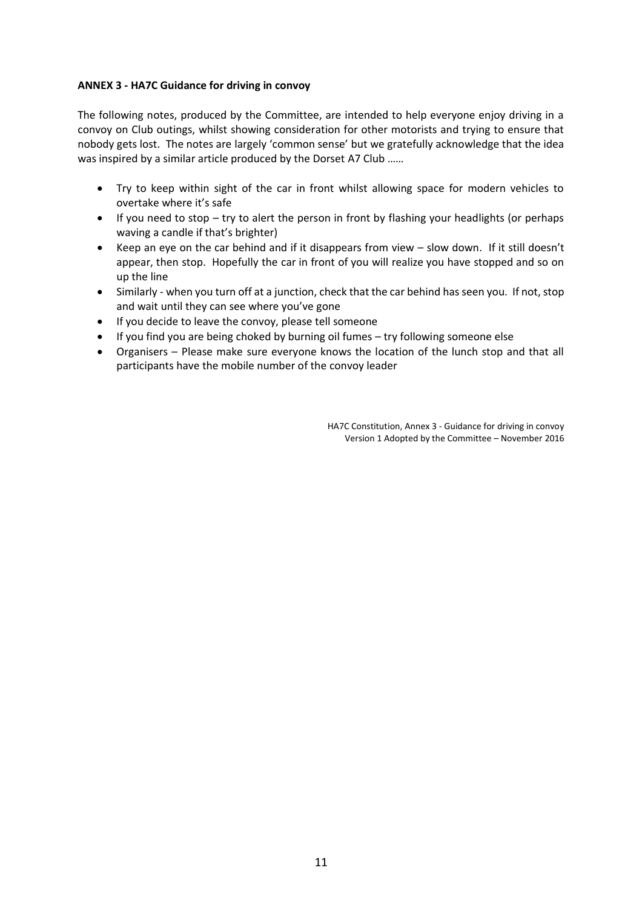**ANNEX 3 - HA7C Guidance for driving in convoy**

The following notes, produced by the Committee, are intended to help everyone enjoy driving in a convoy on Club outings, whilst showing consideration for other motorists and trying to ensure that nobody gets lost. The notes are largely 'common sense' but we gratefully acknowledge that the idea was inspired by a similar article produced by the Dorset A7 Club ……

- Try to keep within sight of the car in front whilst allowing space for modern vehicles to overtake where it's safe
- If you need to stop – try to alert the person in front by flashing your headlights (or perhaps waving a candle if that's brighter)
- Keep an eye on the car behind and if it disappears from view – slow down. If it still doesn't appear, then stop. Hopefully the car in front of you will realize you have stopped and so on up the line
- Similarly - when you turn off at a junction, check that the car behind has seen you. If not, stop and wait until they can see where you've gone
- If you decide to leave the convoy, please tell someone
- If you find you are being choked by burning oil fumes – try following someone else
- Organisers – Please make sure everyone knows the location of the lunch stop and that all participants have the mobile number of the convoy leader

HA7C Constitution, Annex 3 - Guidance for driving in convoy
Version 1 Adopted by the Committee – November 2016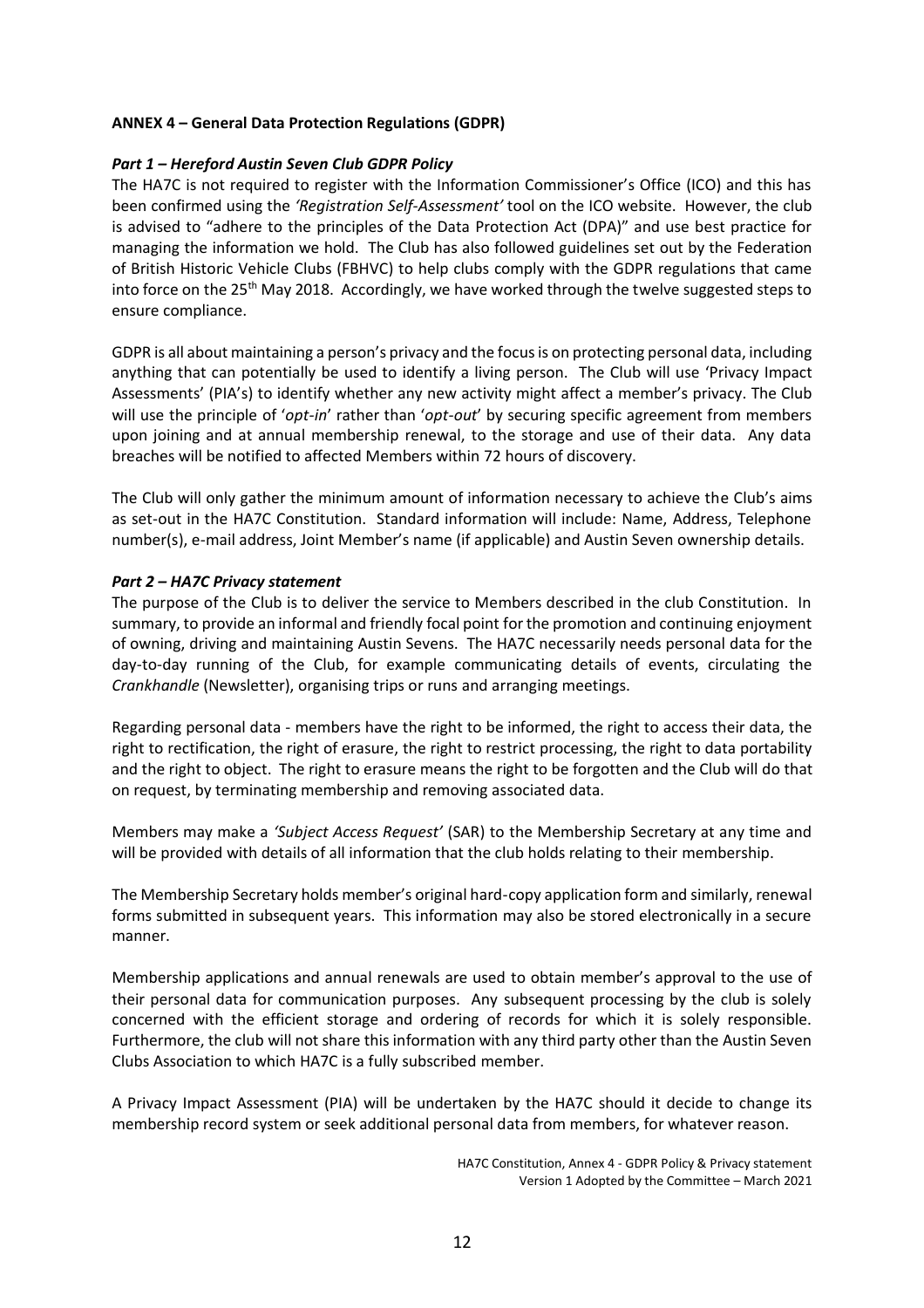**ANNEX 4 – General Data Protection Regulations (GDPR)**

***Part 1 – Hereford Austin Seven Club GDPR Policy***

The HA7C is not required to register with the Information Commissioner's Office (ICO) and this has been confirmed using the *'Registration Self-Assessment'* tool on the ICO website. However, the club is advised to "adhere to the principles of the Data Protection Act (DPA)" and use best practice for managing the information we hold. The Club has also followed guidelines set out by the Federation of British Historic Vehicle Clubs (FBHVC) to help clubs comply with the GDPR regulations that came into force on the 25th May 2018. Accordingly, we have worked through the twelve suggested steps to ensure compliance.

GDPR is all about maintaining a person's privacy and the focus is on protecting personal data, including anything that can potentially be used to identify a living person. The Club will use 'Privacy Impact Assessments' (PIA's) to identify whether any new activity might affect a member's privacy. The Club will use the principle of '*opt-in*' rather than '*opt-out*' by securing specific agreement from members upon joining and at annual membership renewal, to the storage and use of their data. Any data breaches will be notified to affected Members within 72 hours of discovery.

The Club will only gather the minimum amount of information necessary to achieve the Club's aims as set-out in the HA7C Constitution. Standard information will include: Name, Address, Telephone number(s), e-mail address, Joint Member's name (if applicable) and Austin Seven ownership details.

***Part 2 – HA7C Privacy statement***

The purpose of the Club is to deliver the service to Members described in the club Constitution. In summary, to provide an informal and friendly focal point for the promotion and continuing enjoyment of owning, driving and maintaining Austin Sevens. The HA7C necessarily needs personal data for the day-to-day running of the Club, for example communicating details of events, circulating the *Crankhandle* (Newsletter), organising trips or runs and arranging meetings.

Regarding personal data - members have the right to be informed, the right to access their data, the right to rectification, the right of erasure, the right to restrict processing, the right to data portability and the right to object. The right to erasure means the right to be forgotten and the Club will do that on request, by terminating membership and removing associated data.

Members may make a *'Subject Access Request'* (SAR) to the Membership Secretary at any time and will be provided with details of all information that the club holds relating to their membership.

The Membership Secretary holds member's original hard-copy application form and similarly, renewal forms submitted in subsequent years. This information may also be stored electronically in a secure manner.

Membership applications and annual renewals are used to obtain member's approval to the use of their personal data for communication purposes. Any subsequent processing by the club is solely concerned with the efficient storage and ordering of records for which it is solely responsible. Furthermore, the club will not share this information with any third party other than the Austin Seven Clubs Association to which HA7C is a fully subscribed member.

A Privacy Impact Assessment (PIA) will be undertaken by the HA7C should it decide to change its membership record system or seek additional personal data from members, for whatever reason.

HA7C Constitution, Annex 4 - GDPR Policy & Privacy statement
Version 1 Adopted by the Committee – March 2021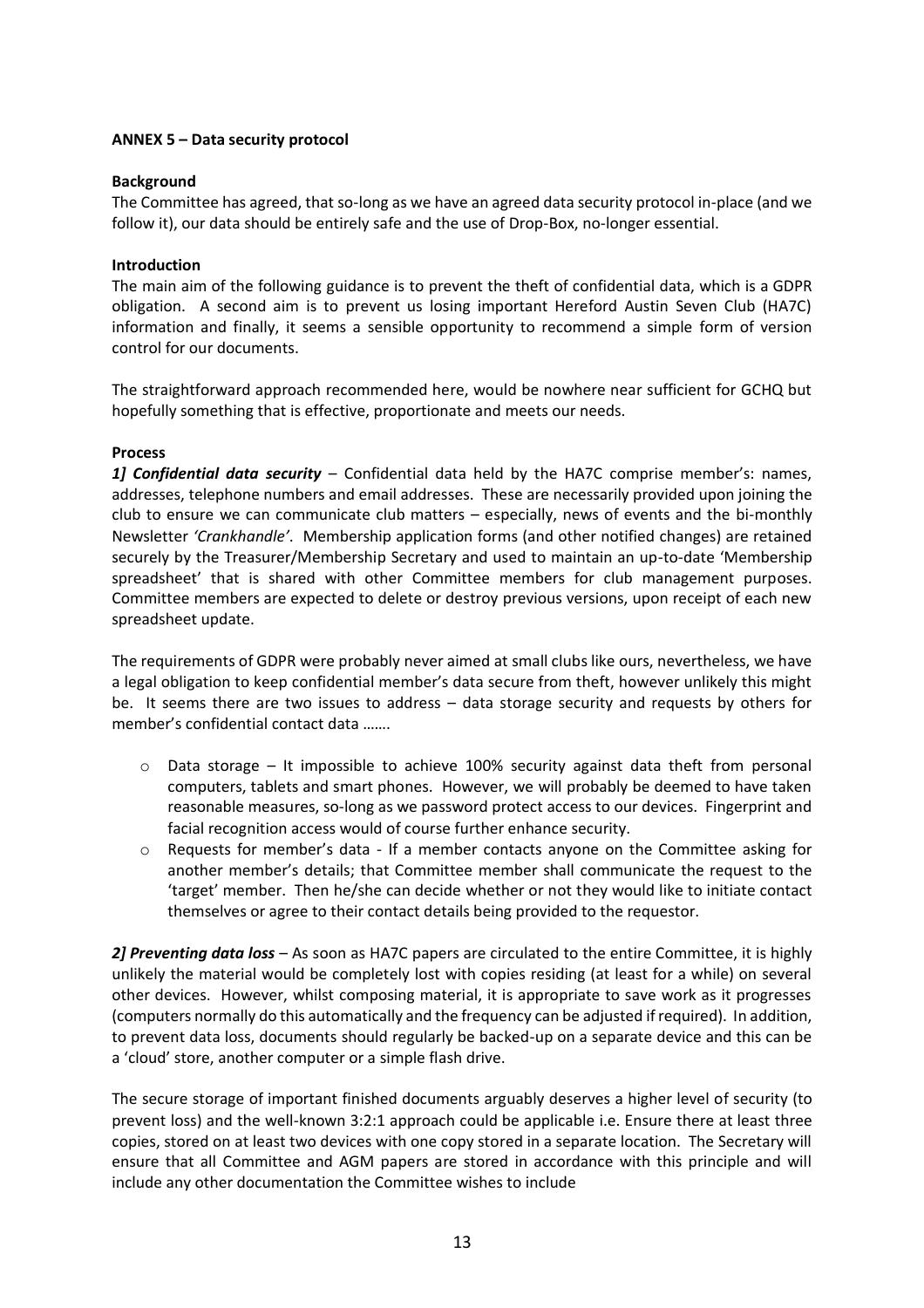**ANNEX 5 – Data security protocol**

**Background**

The Committee has agreed, that so-long as we have an agreed data security protocol in-place (and we follow it), our data should be entirely safe and the use of Drop-Box, no-longer essential.

**Introduction**

The main aim of the following guidance is to prevent the theft of confidential data, which is a GDPR obligation. A second aim is to prevent us losing important Hereford Austin Seven Club (HA7C) information and finally, it seems a sensible opportunity to recommend a simple form of version control for our documents.

The straightforward approach recommended here, would be nowhere near sufficient for GCHQ but hopefully something that is effective, proportionate and meets our needs.

**Process**

***1] Confidential data security*** – Confidential data held by the HA7C comprise member's: names, addresses, telephone numbers and email addresses. These are necessarily provided upon joining the club to ensure we can communicate club matters – especially, news of events and the bi-monthly Newsletter *'Crankhandle'*. Membership application forms (and other notified changes) are retained securely by the Treasurer/Membership Secretary and used to maintain an up-to-date 'Membership spreadsheet' that is shared with other Committee members for club management purposes. Committee members are expected to delete or destroy previous versions, upon receipt of each new spreadsheet update.

The requirements of GDPR were probably never aimed at small clubs like ours, nevertheless, we have a legal obligation to keep confidential member's data secure from theft, however unlikely this might be. It seems there are two issues to address – data storage security and requests by others for member's confidential contact data …….

- Data storage – It impossible to achieve 100% security against data theft from personal computers, tablets and smart phones. However, we will probably be deemed to have taken reasonable measures, so-long as we password protect access to our devices. Fingerprint and facial recognition access would of course further enhance security.
- Requests for member's data - If a member contacts anyone on the Committee asking for another member's details; that Committee member shall communicate the request to the 'target' member. Then he/she can decide whether or not they would like to initiate contact themselves or agree to their contact details being provided to the requestor.

***2] Preventing data loss*** – As soon as HA7C papers are circulated to the entire Committee, it is highly unlikely the material would be completely lost with copies residing (at least for a while) on several other devices. However, whilst composing material, it is appropriate to save work as it progresses (computers normally do this automatically and the frequency can be adjusted if required). In addition, to prevent data loss, documents should regularly be backed-up on a separate device and this can be a 'cloud' store, another computer or a simple flash drive.

The secure storage of important finished documents arguably deserves a higher level of security (to prevent loss) and the well-known 3:2:1 approach could be applicable i.e. Ensure there at least three copies, stored on at least two devices with one copy stored in a separate location. The Secretary will ensure that all Committee and AGM papers are stored in accordance with this principle and will include any other documentation the Committee wishes to include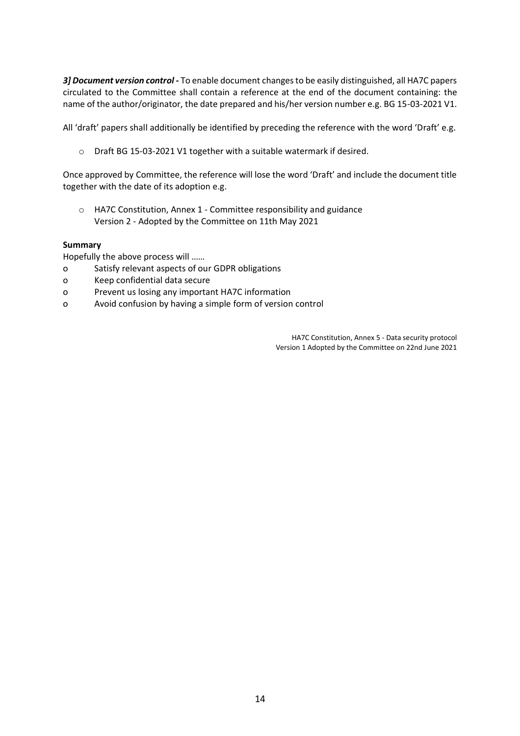***3] Document version control -*** To enable document changes to be easily distinguished, all HA7C papers circulated to the Committee shall contain a reference at the end of the document containing: the name of the author/originator, the date prepared and his/her version number e.g. BG 15-03-2021 V1.

All 'draft' papers shall additionally be identified by preceding the reference with the word 'Draft' e.g.

- Draft BG 15-03-2021 V1 together with a suitable watermark if desired.

Once approved by Committee, the reference will lose the word 'Draft' and include the document title together with the date of its adoption e.g.

- HA7C Constitution, Annex 1 - Committee responsibility and guidance
  Version 2 - Adopted by the Committee on 11th May 2021

**Summary**

Hopefully the above process will ……

- Satisfy relevant aspects of our GDPR obligations
- Keep confidential data secure
- Prevent us losing any important HA7C information
- Avoid confusion by having a simple form of version control

HA7C Constitution, Annex 5 - Data security protocol
Version 1 Adopted by the Committee on 22nd June 2021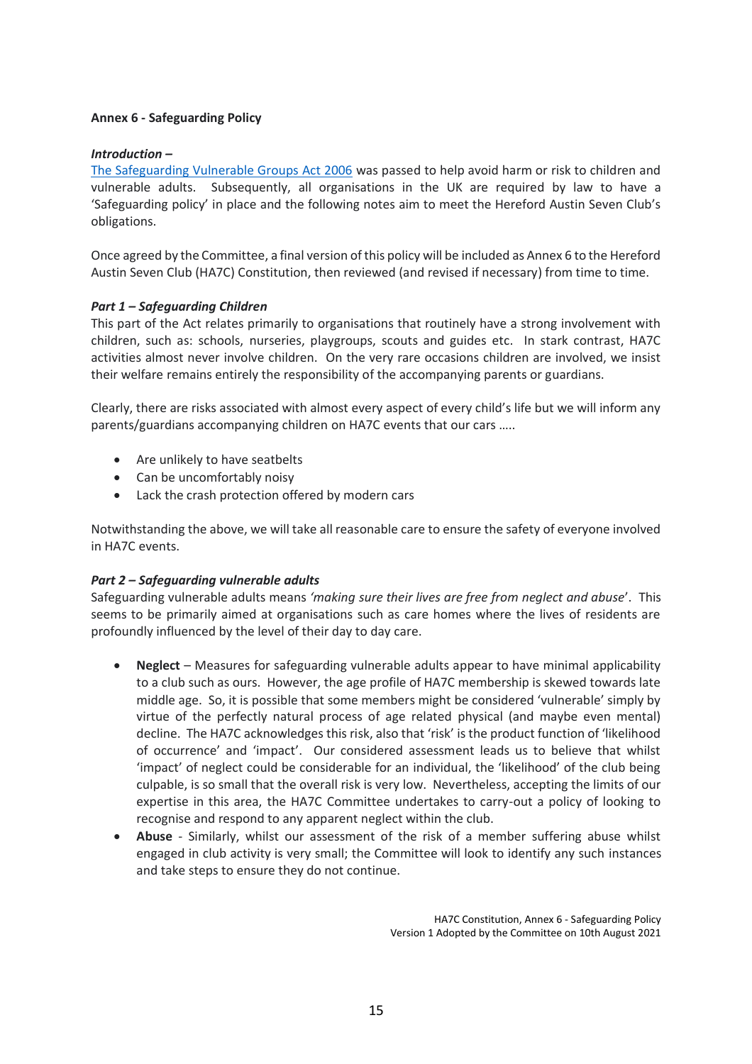**Annex 6 - Safeguarding Policy**

***Introduction –***

[The Safeguarding Vulnerable Groups Act 2006] was passed to help avoid harm or risk to children and vulnerable adults. Subsequently, all organisations in the UK are required by law to have a 'Safeguarding policy' in place and the following notes aim to meet the Hereford Austin Seven Club's obligations.

Once agreed by the Committee, a final version of this policy will be included as Annex 6 to the Hereford Austin Seven Club (HA7C) Constitution, then reviewed (and revised if necessary) from time to time.

***Part 1 – Safeguarding Children***

This part of the Act relates primarily to organisations that routinely have a strong involvement with children, such as: schools, nurseries, playgroups, scouts and guides etc. In stark contrast, HA7C activities almost never involve children. On the very rare occasions children are involved, we insist their welfare remains entirely the responsibility of the accompanying parents or guardians.

Clearly, there are risks associated with almost every aspect of every child's life but we will inform any parents/guardians accompanying children on HA7C events that our cars …..

- Are unlikely to have seatbelts
- Can be uncomfortably noisy
- Lack the crash protection offered by modern cars

Notwithstanding the above, we will take all reasonable care to ensure the safety of everyone involved in HA7C events.

***Part 2 – Safeguarding vulnerable adults***

Safeguarding vulnerable adults means *'making sure their lives are free from neglect and abuse*'. This seems to be primarily aimed at organisations such as care homes where the lives of residents are profoundly influenced by the level of their day to day care.

- **Neglect** – Measures for safeguarding vulnerable adults appear to have minimal applicability to a club such as ours. However, the age profile of HA7C membership is skewed towards late middle age. So, it is possible that some members might be considered 'vulnerable' simply by virtue of the perfectly natural process of age related physical (and maybe even mental) decline. The HA7C acknowledges this risk, also that 'risk' is the product function of 'likelihood of occurrence' and 'impact'. Our considered assessment leads us to believe that whilst 'impact' of neglect could be considerable for an individual, the 'likelihood' of the club being culpable, is so small that the overall risk is very low. Nevertheless, accepting the limits of our expertise in this area, the HA7C Committee undertakes to carry-out a policy of looking to recognise and respond to any apparent neglect within the club.
- **Abuse** - Similarly, whilst our assessment of the risk of a member suffering abuse whilst engaged in club activity is very small; the Committee will look to identify any such instances and take steps to ensure they do not continue.

HA7C Constitution, Annex 6 - Safeguarding Policy
Version 1 Adopted by the Committee on 10th August 2021